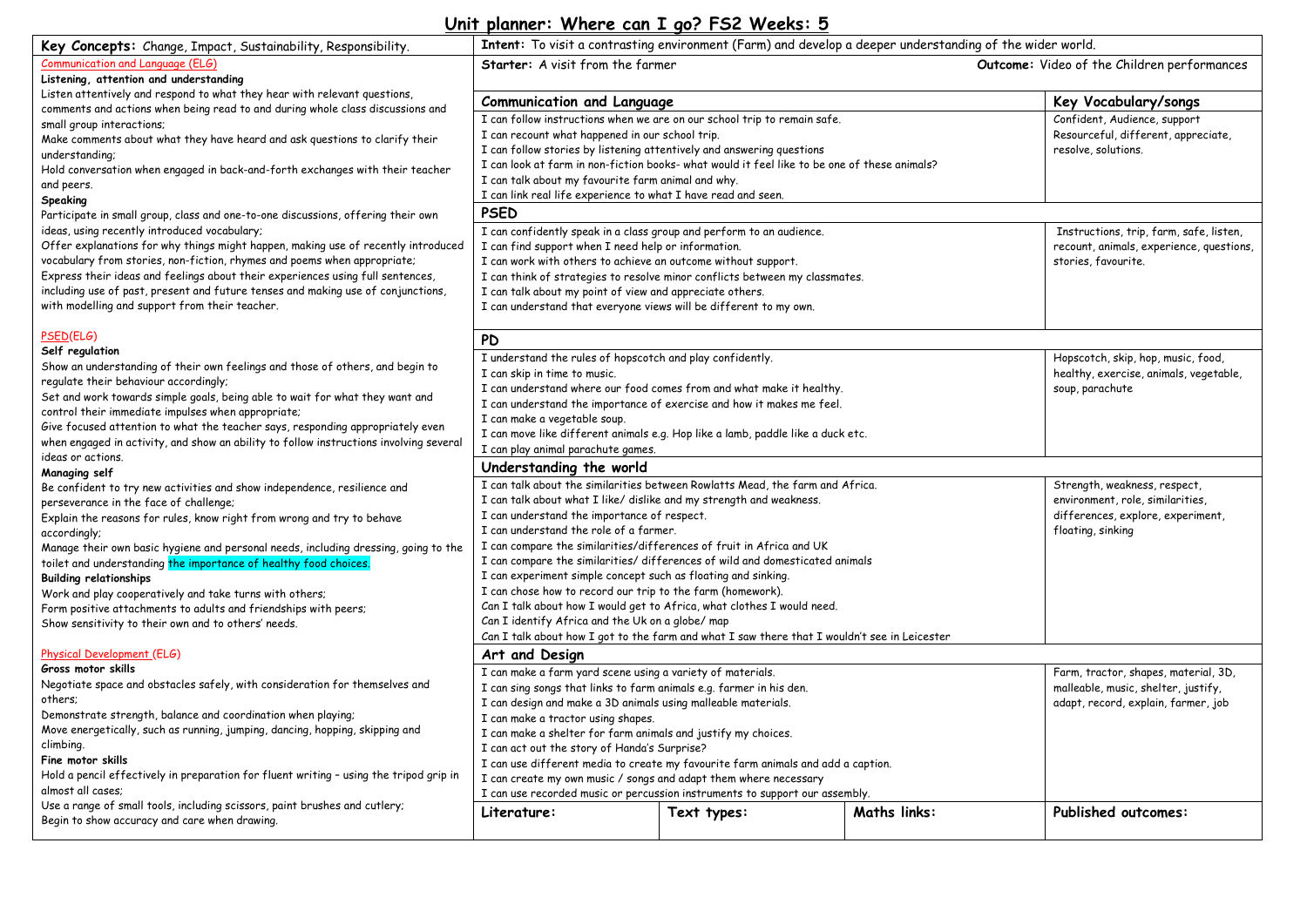# Unit planner: Where can I go? FS2 Weeks: 5

**Key Concepts:** Change, Impact, Sustainability, Responsibility.

**Intent:** To visit a contrasting environment (Farm) and develop a deeper understanding of the wider world.

**Starter:** A visit from the farmer

**Outcome:** Video of the Children performances

## Communication and Language (ELG)

**Listening, attention and understanding**

Listen attentively and respond to what they hear with relevant questions, comments and actions when being read to and during whole class discussions and small group interactions;
Make comments about what they have heard and ask questions to clarify their understanding;
Hold conversation when engaged in back-and-forth exchanges with their teacher and peers.

**Speaking**

Participate in small group, class and one-to-one discussions, offering their own ideas, using recently introduced vocabulary;
Offer explanations for why things might happen, making use of recently introduced vocabulary from stories, non-fiction, rhymes and poems when appropriate;
Express their ideas and feelings about their experiences using full sentences, including use of past, present and future tenses and making use of conjunctions, with modelling and support from their teacher.

## PSED(ELG)

**Self regulation**

Show an understanding of their own feelings and those of others, and begin to regulate their behaviour accordingly;
Set and work towards simple goals, being able to wait for what they want and control their immediate impulses when appropriate;
Give focused attention to what the teacher says, responding appropriately even when engaged in activity, and show an ability to follow instructions involving several ideas or actions.

**Managing self**

Be confident to try new activities and show independence, resilience and perseverance in the face of challenge;
Explain the reasons for rules, know right from wrong and try to behave accordingly;
Manage their own basic hygiene and personal needs, including dressing, going to the toilet and understanding the importance of healthy food choices.

**Building relationships**

Work and play cooperatively and take turns with others;
Form positive attachments to adults and friendships with peers;
Show sensitivity to their own and to others' needs.

## Physical Development (ELG)

**Gross motor skills**

Negotiate space and obstacles safely, with consideration for themselves and others;
Demonstrate strength, balance and coordination when playing;
Move energetically, such as running, jumping, dancing, hopping, skipping and climbing.

**Fine motor skills**

Hold a pencil effectively in preparation for fluent writing – using the tripod grip in almost all cases;
Use a range of small tools, including scissors, paint brushes and cutlery;
Begin to show accuracy and care when drawing.

| Area | Key Vocabulary/songs |
| --- | --- |
| **Communication and Language**<br>I can follow instructions when we are on our school trip to remain safe.<br>I can recount what happened in our school trip.<br>I can follow stories by listening attentively and answering questions<br>I can look at farm in non-fiction books- what would it feel like to be one of these animals?<br>I can talk about my favourite farm animal and why.<br>I can link real life experience to what I have read and seen. | Confident, Audience, support<br>Resourceful, different, appreciate, resolve, solutions. |
| **PSED**<br>I can confidently speak in a class group and perform to an audience.<br>I can find support when I need help or information.<br>I can work with others to achieve an outcome without support.<br>I can think of strategies to resolve minor conflicts between my classmates.<br>I can talk about my point of view and appreciate others.<br>I can understand that everyone views will be different to my own. | Instructions, trip, farm, safe, listen, recount, animals, experience, questions, stories, favourite. |
| **PD**<br>I understand the rules of hopscotch and play confidently.<br>I can skip in time to music.<br>I can understand where our food comes from and what make it healthy.<br>I can understand the importance of exercise and how it makes me feel.<br>I can make a vegetable soup.<br>I can move like different animals e.g. Hop like a lamb, paddle like a duck etc.<br>I can play animal parachute games. | Hopscotch, skip, hop, music, food, healthy, exercise, animals, vegetable, soup, parachute |
| **Understanding the world**<br>I can talk about the similarities between Rowlatts Mead, the farm and Africa.<br>I can talk about what I like/ dislike and my strength and weakness.<br>I can understand the importance of respect.<br>I can understand the role of a farmer.<br>I can compare the similarities/differences of fruit in Africa and UK<br>I can compare the similarities/ differences of wild and domesticated animals<br>I can experiment simple concept such as floating and sinking.<br>I can chose how to record our trip to the farm (homework).<br>Can I talk about how I would get to Africa, what clothes I would need.<br>Can I identify Africa and the Uk on a globe/ map<br>Can I talk about how I got to the farm and what I saw there that I wouldn't see in Leicester | Strength, weakness, respect, environment, role, similarities, differences, explore, experiment, floating, sinking |
| **Art and Design**<br>I can make a farm yard scene using a variety of materials.<br>I can sing songs that links to farm animals e.g. farmer in his den.<br>I can design and make a 3D animals using malleable materials.<br>I can make a tractor using shapes.<br>I can make a shelter for farm animals and justify my choices.<br>I can act out the story of Handa's Surprise?<br>I can use different media to create my favourite farm animals and add a caption.<br>I can create my own music / songs and adapt them where necessary<br>I can use recorded music or percussion instruments to support our assembly. | Farm, tractor, shapes, material, 3D, malleable, music, shelter, justify, adapt, record, explain, farmer, job |

| Literature: | Text types: | Maths links: | Published outcomes: |
| --- | --- | --- | --- |
| | | | |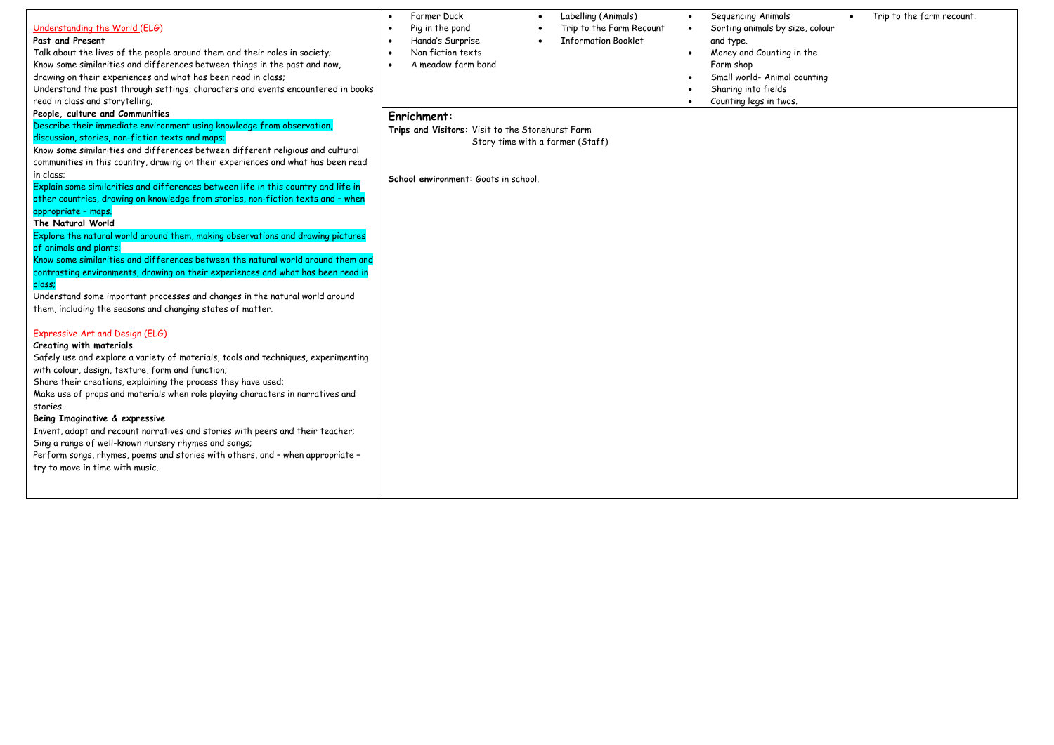| | |
|---|---|
| Understanding the World (ELG)<br>**Past and Present**<br>Talk about the lives of the people around them and their roles in society;<br>Know some similarities and differences between things in the past and now, drawing on their experiences and what has been read in class;<br>Understand the past through settings, characters and events encountered in books read in class and storytelling;<br>**People, culture and Communities**<br>Describe their immediate environment using knowledge from observation, discussion, stories, non-fiction texts and maps;<br>Know some similarities and differences between different religious and cultural communities in this country, drawing on their experiences and what has been read in class;<br>Explain some similarities and differences between life in this country and life in other countries, drawing on knowledge from stories, non-fiction texts and – when appropriate – maps.<br>**The Natural World**<br>Explore the natural world around them, making observations and drawing pictures of animals and plants;<br>Know some similarities and differences between the natural world around them and contrasting environments, drawing on their experiences and what has been read in class;<br>Understand some important processes and changes in the natural world around them, including the seasons and changing states of matter.<br><br>Expressive Art and Design (ELG)<br>**Creating with materials**<br>Safely use and explore a variety of materials, tools and techniques, experimenting with colour, design, texture, form and function;<br>Share their creations, explaining the process they have used;<br>Make use of props and materials when role playing characters in narratives and stories.<br>**Being Imaginative & expressive**<br>Invent, adapt and recount narratives and stories with peers and their teacher;<br>Sing a range of well-known nursery rhymes and songs;<br>Perform songs, rhymes, poems and stories with others, and – when appropriate – try to move in time with music. | • Farmer Duck<br>• Pig in the pond<br>• Handa's Surprise<br>• Non fiction texts<br>• A meadow farm band<br><br>• Labelling (Animals)<br>• Trip to the Farm Recount<br>• Information Booklet<br><br>• Sequencing Animals<br>• Sorting animals by size, colour and type.<br>• Money and Counting in the Farm shop<br>• Small world- Animal counting<br>• Sharing into fields<br>• Counting legs in twos.<br><br>• Trip to the farm recount.<br><br>**Enrichment:**<br>**Trips and Visitors:** Visit to the Stonehurst Farm<br>Story time with a farmer (Staff)<br><br>**School environment:** Goats in school. |